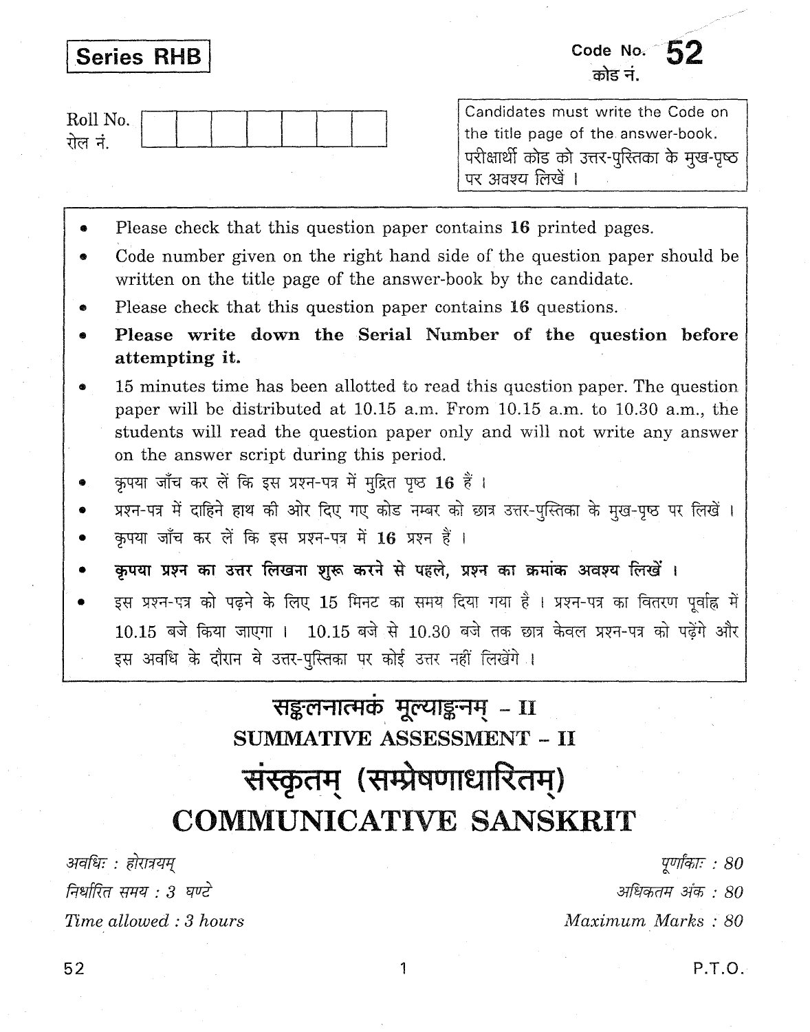**Series RHB**

Code No. **52**
कोड नं.

Roll No.
रोल नं.

Candidates must write the Code on the title page of the answer-book.
परीक्षार्थी कोड को उत्तर-पुस्तिका के मुख-पृष्ठ पर अवश्य लिखें ।

- Please check that this question paper contains **16** printed pages.
- Code number given on the right hand side of the question paper should be written on the title page of the answer-book by the candidate.
- Please check that this question paper contains **16** questions.
- **Please write down the Serial Number of the question before attempting it.**
- 15 minutes time has been allotted to read this question paper. The question paper will be distributed at 10.15 a.m. From 10.15 a.m. to 10.30 a.m., the students will read the question paper only and will not write any answer on the answer script during this period.
- कृपया जाँच कर लें कि इस प्रश्न-पत्र में मुद्रित पृष्ठ **16** हैं ।
- प्रश्न-पत्र में दाहिने हाथ की ओर दिए गए कोड नम्बर को छात्र उत्तर-पुस्तिका के मुख-पृष्ठ पर लिखें ।
- कृपया जाँच कर लें कि इस प्रश्न-पत्र में **16** प्रश्न हैं ।
- **कृपया प्रश्न का उत्तर लिखना शुरू करने से पहले, प्रश्न का क्रमांक अवश्य लिखें ।**
- इस प्रश्न-पत्र को पढ़ने के लिए 15 मिनट का समय दिया गया है । प्रश्न-पत्र का वितरण पूर्वाह्न में 10.15 बजे किया जाएगा । 10.15 बजे से 10.30 बजे तक छात्र केवल प्रश्न-पत्र को पढ़ेंगे और इस अवधि के दौरान वे उत्तर-पुस्तिका पर कोई उत्तर नहीं लिखेंगे ।

# सङ्कलनात्मकं मूल्याङ्कनम् – II

## SUMMATIVE ASSESSMENT – II

# संस्कृतम् (सम्प्रेषणाधारितम्)

# COMMUNICATIVE SANSKRIT

*अवधिः : होरात्रयम्*
*निर्धारित समय : 3 घण्टे*
*Time allowed : 3 hours*

*पूर्णाङ्काः : 80*
*अधिकतम अंक : 80*
*Maximum Marks : 80*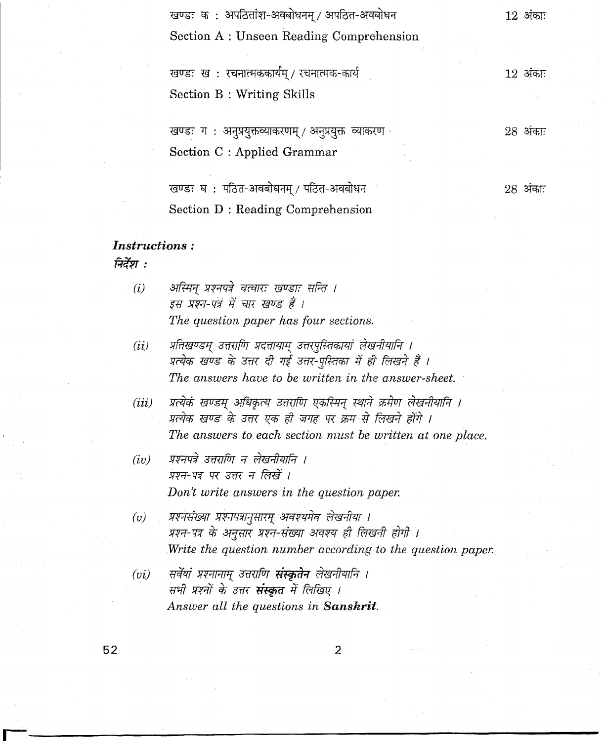| | |
|---|---|
| खण्डः क : अपठितांश-अवबोधनम् / अपठित-अवबोधन<br>Section A : Unseen Reading Comprehension | 12 अंकाः |
| खण्डः ख : रचनात्मककार्यम् / रचनात्मक-कार्य<br>Section B : Writing Skills | 12 अंकाः |
| खण्डः ग : अनुप्रयुक्तव्याकरणम् / अनुप्रयुक्त व्याकरण<br>Section C : Applied Grammar | 28 अंकाः |
| खण्डः घ : पठित-अवबोधनम् / पठित-अवबोधन<br>Section D : Reading Comprehension | 28 अंकाः |

***Instructions :***

***निर्देश :***

(i) *अस्मिन् प्रश्नपत्रे चत्वारः खण्डाः सन्ति ।*
*इस प्रश्न-पत्र में चार खण्ड हैं ।*
*The question paper has four sections.*

(ii) *प्रतिखण्डम् उत्तराणि प्रदत्तायाम् उत्तरपुस्तिकायां लेखनीयानि ।*
*प्रत्येक खण्ड के उत्तर दी गई उत्तर-पुस्तिका में ही लिखने हैं ।*
*The answers have to be written in the answer-sheet.*

(iii) *प्रत्येकं खण्डम् अधिकृत्य उत्तराणि एकस्मिन् स्थाने क्रमेण लेखनीयानि ।*
*प्रत्येक खण्ड के उत्तर एक ही जगह पर क्रम से लिखने होंगे ।*
*The answers to each section must be written at one place.*

(iv) *प्रश्नपत्रे उत्तराणि न लेखनीयानि ।*
*प्रश्न-पत्र पर उत्तर न लिखें ।*
*Don't write answers in the question paper.*

(v) *प्रश्नसंख्या प्रश्नपत्रानुसारम् अवश्यमेव लेखनीया ।*
*प्रश्न-पत्र के अनुसार प्रश्न-संख्या अवश्य ही लिखनी होगी ।*
*Write the question number according to the question paper.*

(vi) *सर्वेषां प्रश्नानाम् उत्तराणि **संस्कृतेन** लेखनीयानि ।*
*सभी प्रश्नों के उत्तर **संस्कृत** में लिखिए ।*
*Answer all the questions in **Sanskrit**.*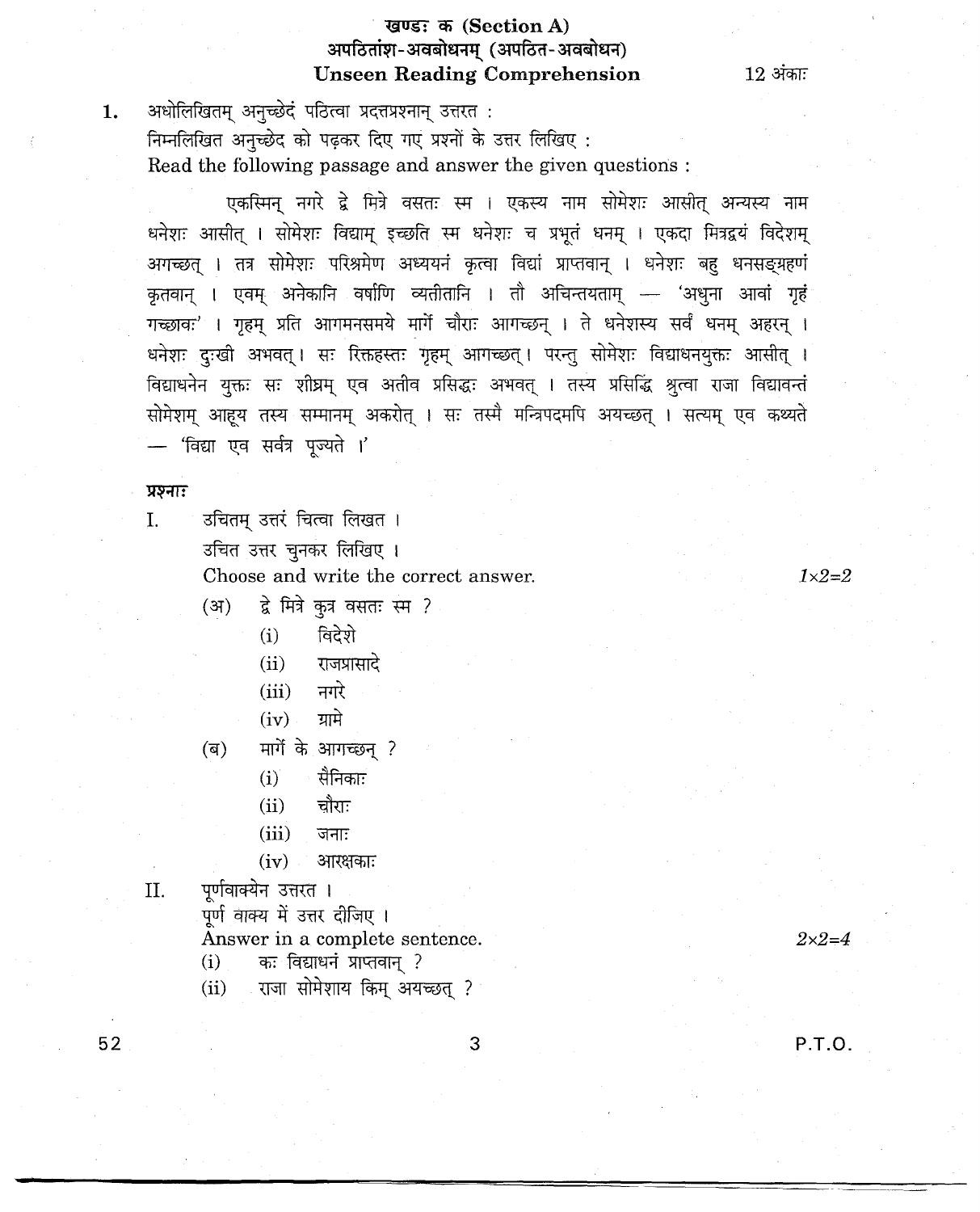## खण्डः क (Section A)
## अपठितांश-अवबोधनम् (अपठित-अवबोधन)
## Unseen Reading Comprehension

12 अंकाः

1. अधोलिखितम् अनुच्छेदं पठित्वा प्रदत्तप्रश्नान् उत्तरत :
निम्नलिखित अनुच्छेद को पढ़कर दिए गए प्रश्नों के उत्तर लिखिए :
Read the following passage and answer the given questions :

एकस्मिन् नगरे द्वे मित्रे वसतः स्म । एकस्य नाम सोमेशः आसीत् अन्यस्य नाम धनेशः आसीत् । सोमेशः विद्याम् इच्छति स्म धनेशः च प्रभूतं धनम् । एकदा मित्रद्वयं विदेशम् अगच्छत् । तत्र सोमेशः परिश्रमेण अध्ययनं कृत्वा विद्यां प्राप्तवान् । धनेशः बहु धनसङ्ग्रहणं कृतवान् । एवम् अनेकानि वर्षाणि व्यतीतानि । तौ अचिन्तयताम् — 'अधुना आवां गृहं गच्छावः' । गृहम् प्रति आगमनसमये मार्गे चौराः आगच्छन् । ते धनेशस्य सर्वं धनम् अहरन् । धनेशः दुःखी अभवत्। सः रिक्तहस्तः गृहम् आगच्छत्। परन्तु सोमेशः विद्याधनयुक्तः आसीत् । विद्याधनेन युक्तः सः शीघ्रम् एव अतीव प्रसिद्धः अभवत् । तस्य प्रसिद्धिं श्रुत्वा राजा विद्यावन्तं सोमेशम् आहूय तस्य सम्मानम् अकरोत् । सः तस्मै मन्त्रिपदमपि अयच्छत् । सत्यम् एव कथ्यते — 'विद्या एव सर्वत्र पूज्यते ।'

**प्रश्नाः**

I. उचितम् उत्तरं चित्वा लिखत ।
उचित उत्तर चुनकर लिखिए ।
Choose and write the correct answer. $1 \times 2 = 2$

(अ) द्वे मित्रे कुत्र वसतः स्म ?
- (i) विदेशे
- (ii) राजप्रासादे
- (iii) नगरे
- (iv) ग्रामे

(ब) मार्गे के आगच्छन् ?
- (i) सैनिकाः
- (ii) चौराः
- (iii) जनाः
- (iv) आरक्षकाः

II. पूर्णवाक्येन उत्तरत ।
पूर्ण वाक्य में उत्तर दीजिए ।
Answer in a complete sentence. $2 \times 2 = 4$

- (i) कः विद्याधनं प्राप्तवान् ?
- (ii) राजा सोमेशाय किम् अयच्छत् ?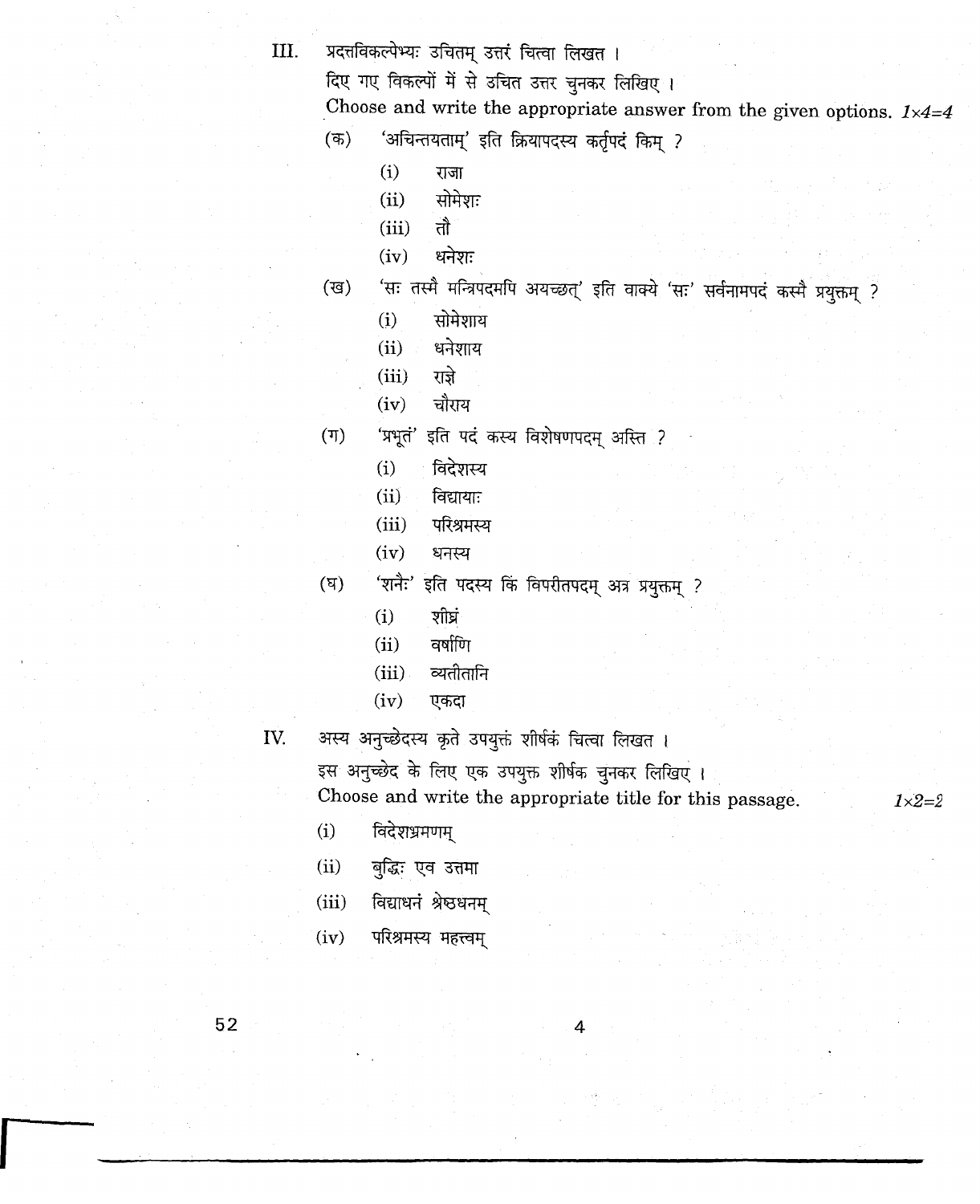III. प्रदत्तविकल्पेभ्यः उचितम् उत्तरं चित्वा लिखत ।

दिए गए विकल्पों में से उचित उत्तर चुनकर लिखिए ।

Choose and write the appropriate answer from the given options. *1×4=4*

(क) 'अचिन्तयताम्' इति क्रियापदस्य कर्तृपदं किम् ?

- (i) राजा
- (ii) सोमेशः
- (iii) तौ
- (iv) धनेशः

(ख) 'सः तस्मै मन्त्रिपदमपि अयच्छत्' इति वाक्ये 'सः' सर्वनामपदं कस्मै प्रयुक्तम् ?

- (i) सोमेशाय
- (ii) धनेशाय
- (iii) राज्ञे
- (iv) चौराय

(ग) 'प्रभूतं' इति पदं कस्य विशेषणपदम् अस्ति ?

- (i) विदेशस्य
- (ii) विद्यायाः
- (iii) परिश्रमस्य
- (iv) धनस्य

(घ) 'शनैः' इति पदस्य किं विपरीतपदम् अत्र प्रयुक्तम् ?

- (i) शीघ्रं
- (ii) वर्षाणि
- (iii) व्यतीतानि
- (iv) एकदा

IV. अस्य अनुच्छेदस्य कृते उपयुक्तं शीर्षकं चित्वा लिखत ।

इस अनुच्छेद के लिए एक उपयुक्त शीर्षक चुनकर लिखिए ।

Choose and write the appropriate title for this passage. *1×2=2*

- (i) विदेशभ्रमणम्
- (ii) बुद्धिः एव उत्तमा
- (iii) विद्याधनं श्रेष्ठधनम्
- (iv) परिश्रमस्य महत्त्वम्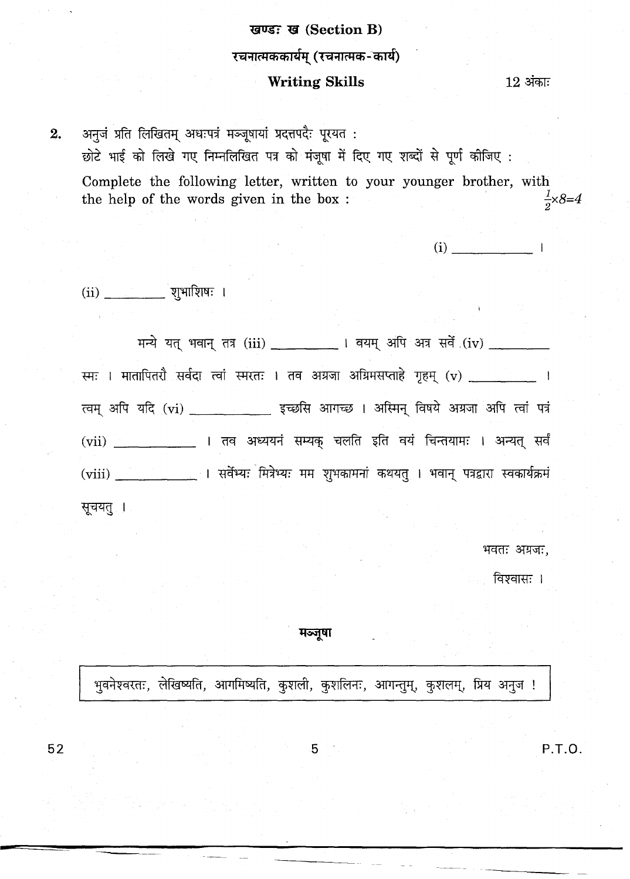## खण्डः ख (Section B)

### रचनात्मककार्यम् (रचनात्मक-कार्य)

### Writing Skills

12 अंकाः

**2.** अनुजं प्रति लिखितम् अधःपत्रं मञ्जूषायां प्रदत्तपदैः पूरयत :

छोटे भाई को लिखे गए निम्नलिखित पत्र को मंजूषा में दिए गए शब्दों से पूर्ण कीजिए :

Complete the following letter, written to your younger brother, with the help of the words given in the box : $\frac{1}{2}\times 8=4$

(i) __________ ।

(ii) __________ शुभाशिषः ।

मन्ये यत् भवान् तत्र (iii) __________ । वयम् अपि अत्र सर्वे (iv) __________ स्मः । मातापितरौ सर्वदा त्वां स्मरतः । तव अग्रजा अग्रिमसप्ताहे गृहम् (v) __________ । त्वम् अपि यदि (vi) __________ इच्छसि आगच्छ । अस्मिन् विषये अग्रजा अपि त्वां पत्रं (vii) __________ । तव अध्ययनं सम्यक् चलति इति वयं चिन्तयामः । अन्यत् सर्वं (viii) __________ । सर्वेभ्यः मित्रेभ्यः मम शुभकामनां कथयतु । भवान् पत्रद्वारा स्वकार्यक्रमं सूचयतु ।

भवतः अग्रजः,

विश्वासः ।

**मञ्जूषा**

| भुवनेश्वरतः, लेखिष्यति, आगमिष्यति, कुशली, कुशलिनः, आगन्तुम्, कुशलम्, प्रिय अनुज ! |
|---|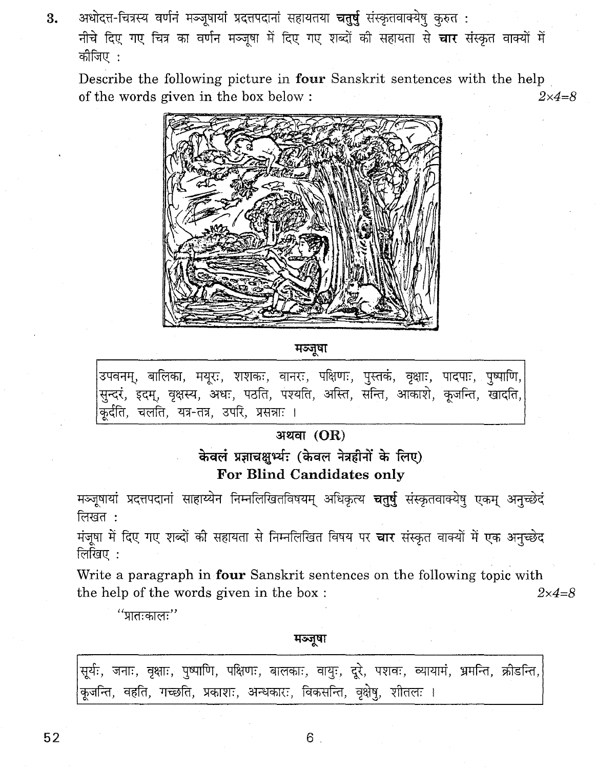**3.** अधोदत्त-चित्रस्य वर्णनं मञ्जूषायां प्रदत्तपदानां सहायतया **चतुर्षु** संस्कृतवाक्येषु कुरुत :

नीचे दिए गए चित्र का वर्णन मञ्जूषा में दिए गए शब्दों की सहायता से **चार** संस्कृत वाक्यों में कीजिए :

Describe the following picture in **four** Sanskrit sentences with the help of the words given in the box below : *2×4=8*

**मञ्जूषा**

| उपवनम्, बालिका, मयूरः, शशकः, वानरः, पक्षिणः, पुस्तकं, वृक्षाः, पादपाः, पुष्पाणि, सुन्दरं, इदम्, वृक्षस्य, अधः, पठति, पश्यति, अस्ति, सन्ति, आकाशे, कूजन्ति, खादति, कूर्दति, चलति, यत्र-तत्र, उपरि, प्रसन्नाः । |
|---|

**अथवा (OR)**

**केवलं प्रज्ञाचक्षुर्भ्यः (केवल नेत्रहीनों के लिए)**

**For Blind Candidates only**

मञ्जूषायां प्रदत्तपदानां साहाय्येन निम्नलिखितविषयम् अधिकृत्य **चतुर्षु** संस्कृतवाक्येषु एकम् अनुच्छेदं लिखत :

मंजूषा में दिए गए शब्दों की सहायता से निम्नलिखित विषय पर **चार** संस्कृत वाक्यों में एक अनुच्छेद लिखिए :

Write a paragraph in **four** Sanskrit sentences on the following topic with the help of the words given in the box : *2×4=8*

"प्रातःकालः"

**मञ्जूषा**

| सूर्यः, जनाः, वृक्षाः, पुष्पाणि, पक्षिणः, बालकाः, वायुः, दूरे, पशवः, व्यायामं, भ्रमन्ति, क्रीडन्ति, कूजन्ति, वहति, गच्छति, प्रकाशः, अन्धकारः, विकसन्ति, वृक्षेषु, शीतलः । |
|---|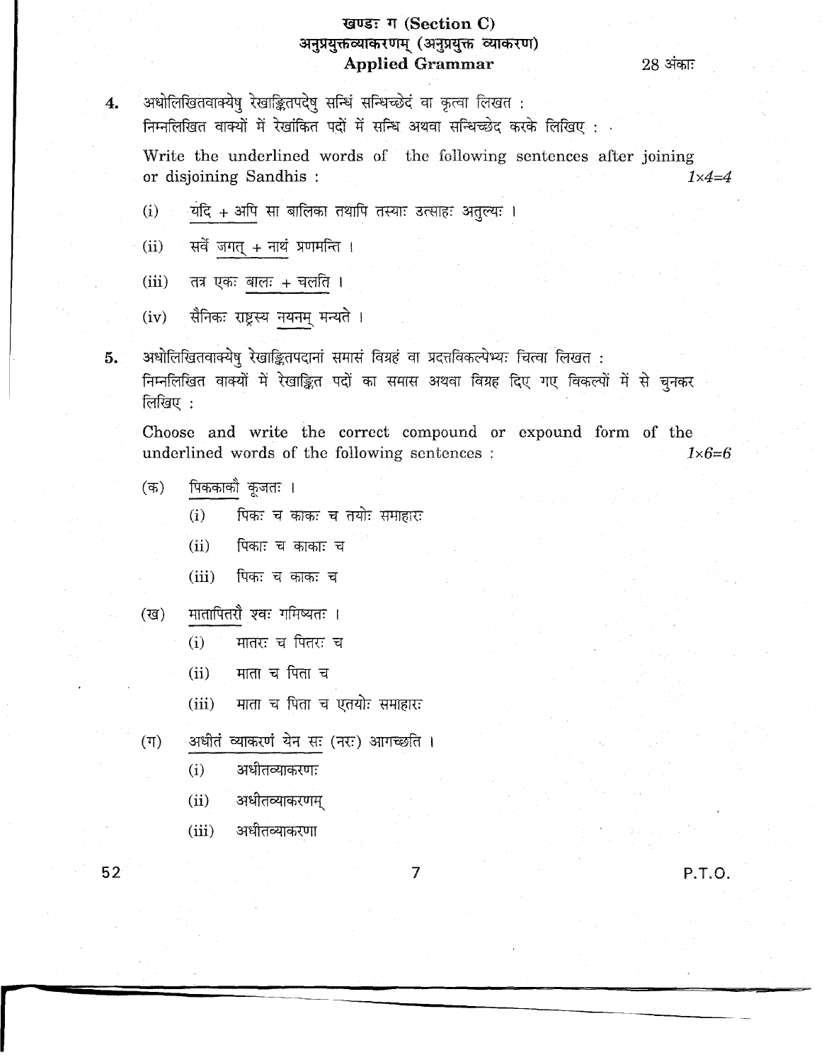## खण्डः ग (Section C)
## अनुप्रयुक्तव्याकरणम् (अनुप्रयुक्त व्याकरण)
## Applied Grammar

28 अंकाः

**4.** अधोलिखितवाक्येषु रेखाङ्कितपदेषु सन्धिं सन्धिच्छेदं वा कृत्वा लिखत :
निम्नलिखित वाक्यों में रेखांकित पदों में सन्धि अथवा सन्धिच्छेद करके लिखिए :

Write the underlined words of the following sentences after joining or disjoining Sandhis : *1×4=4*

(i) यदि + अपि सा बालिका तथापि तस्याः उत्साहः अतुल्यः ।

(ii) सर्वे जगत् + नाथं प्रणमन्ति ।

(iii) तत्र एकः बालः + चलति ।

(iv) सैनिकः राष्ट्रस्य नयनम् मन्यते ।

**5.** अधोलिखितवाक्येषु रेखाङ्कितपदानां समासं विग्रहं वा प्रदत्तविकल्पेभ्यः चित्वा लिखत :
निम्नलिखित वाक्यों में रेखाङ्कित पदों का समास अथवा विग्रह दिए गए विकल्पों में से चुनकर लिखिए :

Choose and write the correct compound or expound form of the underlined words of the following sentences : *1×6=6*

(क) पिककाकौ कूजतः ।
- (i) पिकः च काकः च तयोः समाहारः
- (ii) पिकाः च काकाः च
- (iii) पिकः च काकः च

(ख) मातापितरौ श्वः गमिष्यतः ।
- (i) मातरः च पितरः च
- (ii) माता च पिता च
- (iii) माता च पिता च एतयोः समाहारः

(ग) अधीतं व्याकरणं येन सः (नरः) आगच्छति ।
- (i) अधीतव्याकरणः
- (ii) अधीतव्याकरणम्
- (iii) अधीतव्याकरणा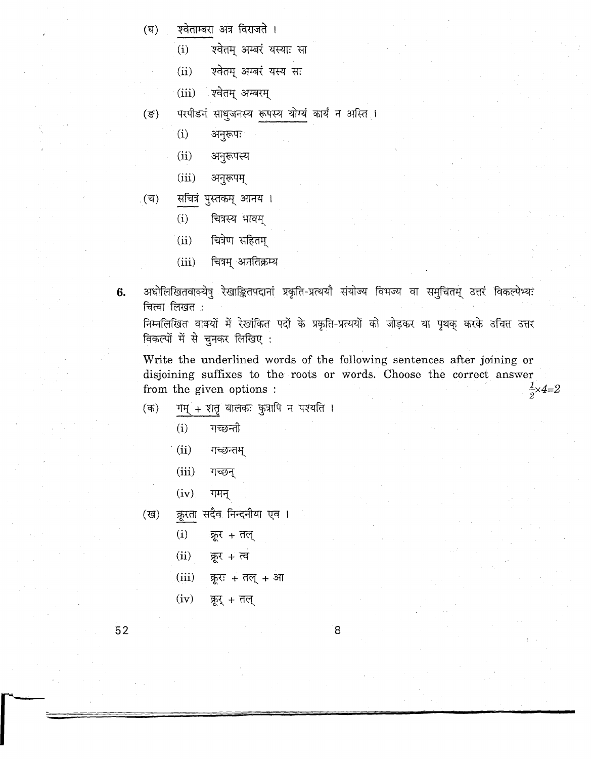(घ) <u>श्वेताम्बरा</u> अत्र विराजते ।

(i) श्वेतम् अम्बरं यस्याः सा

(ii) श्वेतम् अम्बरं यस्य सः

(iii) श्वेतम् अम्बरम्

(ङ) परपीडनं साधुजनस्य <u>रूपस्य योग्यं</u> कार्यं न अस्ति ।

(i) अनुरूपः

(ii) अनुरूपस्य

(iii) अनुरूपम्

(च) <u>सचित्रं</u> पुस्तकम् आनय ।

(i) चित्रस्य भावम्

(ii) चित्रेण सहितम्

(iii) चित्रम् अनतिक्रम्य

**6.** अधोलिखितवाक्येषु रेखाङ्कितपदानां प्रकृति-प्रत्ययौ संयोज्य विभज्य वा समुचितम् उत्तरं विकल्पेभ्यः चित्वा लिखत :

निम्नलिखित वाक्यों में रेखांकित पदों के प्रकृति-प्रत्ययों को जोड़कर या पृथक् करके उचित उत्तर विकल्पों में से चुनकर लिखिए :

Write the underlined words of the following sentences after joining or disjoining suffixes to the roots or words. Choose the correct answer from the given options : $\frac{1}{2}\times4=2$

(क) <u>गम् + शतृ</u> बालकः कुत्रापि न पश्यति ।

(i) गच्छन्ती

(ii) गच्छन्तम्

(iii) गच्छन्

(iv) गमन्

(ख) <u>क्रूरता</u> सदैव निन्दनीया एव ।

(i) क्रूर + तल्

(ii) क्रूर + त्व

(iii) क्रूरः + तल् + आ

(iv) क्रूर् + तल्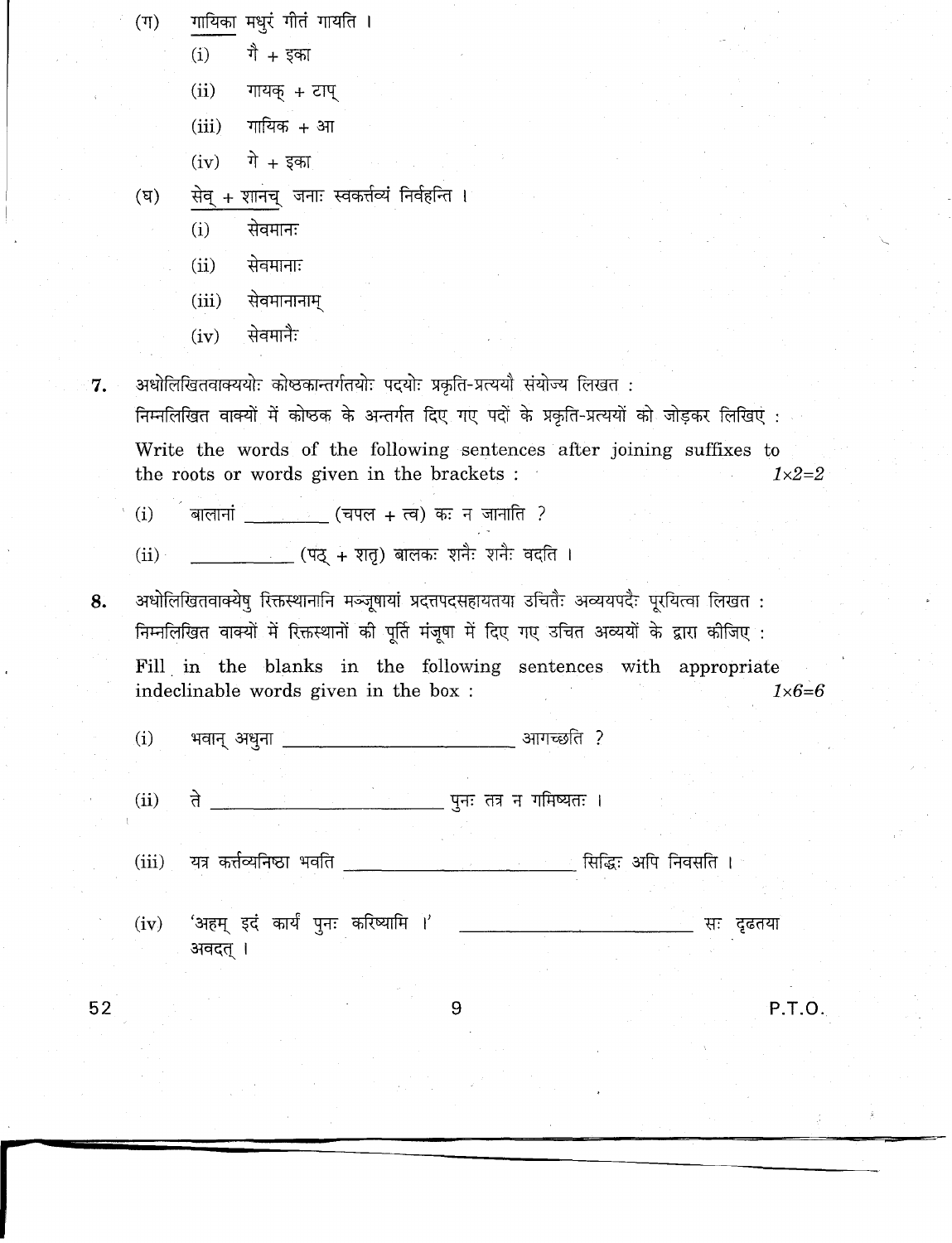(ग) <u>गायिका</u> मधुरं गीतं गायति ।

(i) गै + इका

(ii) गायक् + टाप्

(iii) गायिक + आ

(iv) गे + इका

(घ) <u>सेव् + शानच्</u> जनाः स्वकर्त्तव्यं निर्वहन्ति ।

(i) सेवमानः

(ii) सेवमानाः

(iii) सेवमानानाम्

(iv) सेवमानैः

**7.** अधोलिखितवाक्ययोः कोष्ठकान्तर्गतयोः पदयोः प्रकृति-प्रत्ययौ संयोज्य लिखत :

निम्नलिखित वाक्यों में कोष्ठक के अन्तर्गत दिए गए पदों के प्रकृति-प्रत्ययों को जोड़कर लिखिए :

Write the words of the following sentences after joining suffixes to the roots or words given in the brackets : *1×2=2*

(i) बालानां ________ (चपल + त्व) कः न जानाति ?

(ii) ________ (पठ् + शतृ) बालकः शनैः शनैः वदति ।

**8.** अधोलिखितवाक्येषु रिक्तस्थानानि मञ्जूषायां प्रदत्तपदसहायतया उचितैः अव्ययपदैः पूरयित्वा लिखत :

निम्नलिखित वाक्यों में रिक्तस्थानों की पूर्ति मंजूषा में दिए गए उचित अव्ययों के द्वारा कीजिए :

Fill in the blanks in the following sentences with appropriate indeclinable words given in the box : *1×6=6*

(i) भवान् अधुना ________________ आगच्छति ?

(ii) ते ________________ पुनः तत्र न गमिष्यतः ।

(iii) यत्र कर्त्तव्यनिष्ठा भवति ________________ सिद्धिः अपि निवसति ।

(iv) 'अहम् इदं कार्यं पुनः करिष्यामि ।' ________________ सः दृढतया अवदत् ।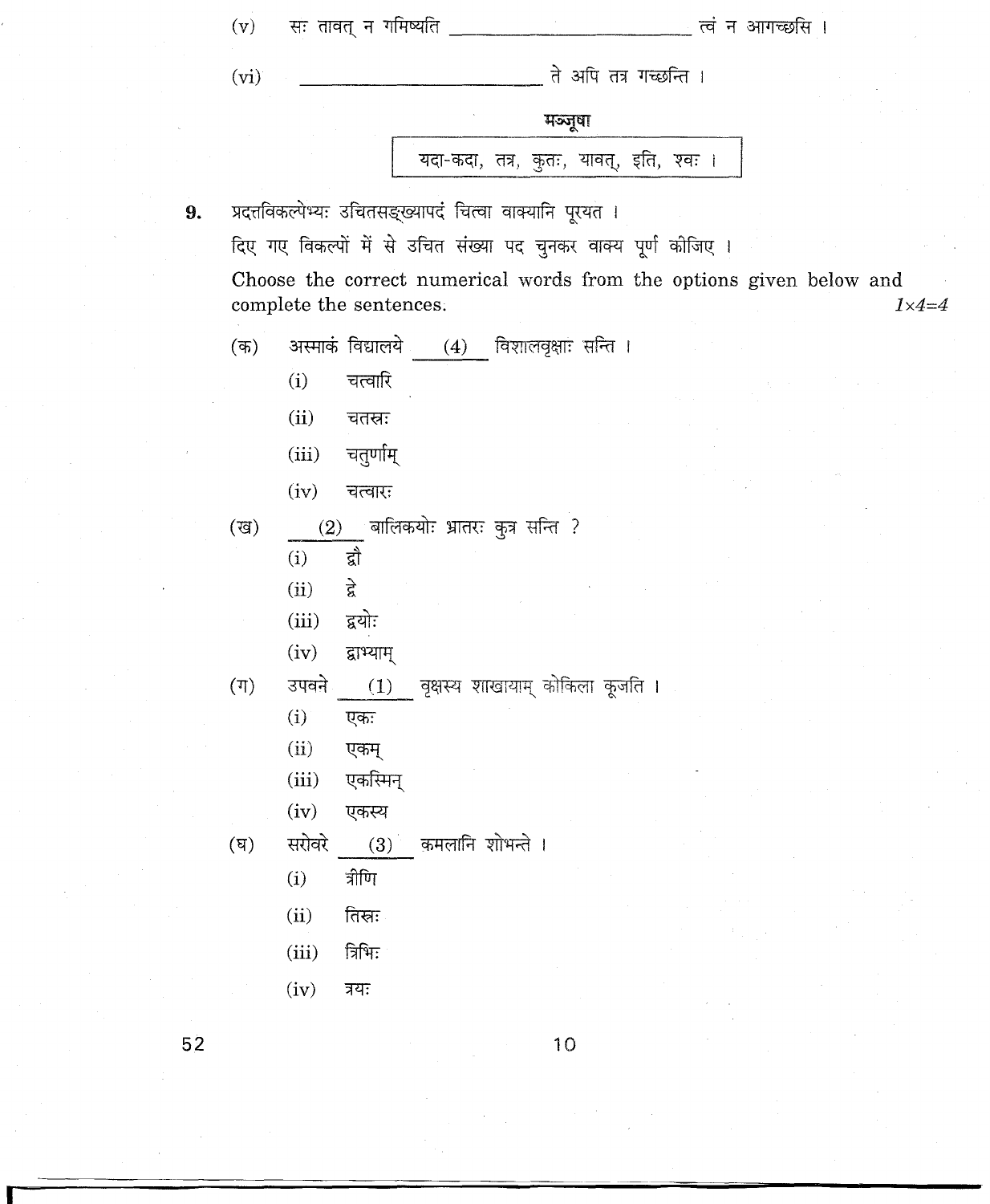(v) सः तावत् न गमिष्यति ______________________ त्वं न आगच्छसि ।

(vi) ______________________ ते अपि तत्र गच्छन्ति ।

**मञ्जूषा**

| यदा-कदा, तत्र, कुतः, यावत्, इति, श्वः । |
|---|

**9.** प्रदत्तविकल्पेभ्यः उचितसङ्ख्यापदं चित्वा वाक्यानि पूरयत ।

दिए गए विकल्पों में से उचित संख्या पद चुनकर वाक्य पूर्ण कीजिए ।

Choose the correct numerical words from the options given below and complete the sentences. *1×4=4*

(क) अस्माकं विद्यालये ___(4)___ विशालवृक्षाः सन्ति ।

- (i) चत्वारि
- (ii) चतस्रः
- (iii) चतुर्णाम्
- (iv) चत्वारः

(ख) ___(2)___ बालिकयोः भ्रातरः कुत्र सन्ति ?

- (i) द्वौ
- (ii) द्वे
- (iii) द्वयोः
- (iv) द्वाभ्याम्

(ग) उपवने ___(1)___ वृक्षस्य शाखायाम् कोकिला कूजति ।

- (i) एकः
- (ii) एकम्
- (iii) एकस्मिन्
- (iv) एकस्य

(घ) सरोवरे ___(3)___ कमलानि शोभन्ते ।

- (i) त्रीणि
- (ii) तिस्रः
- (iii) त्रिभिः
- (iv) त्रयः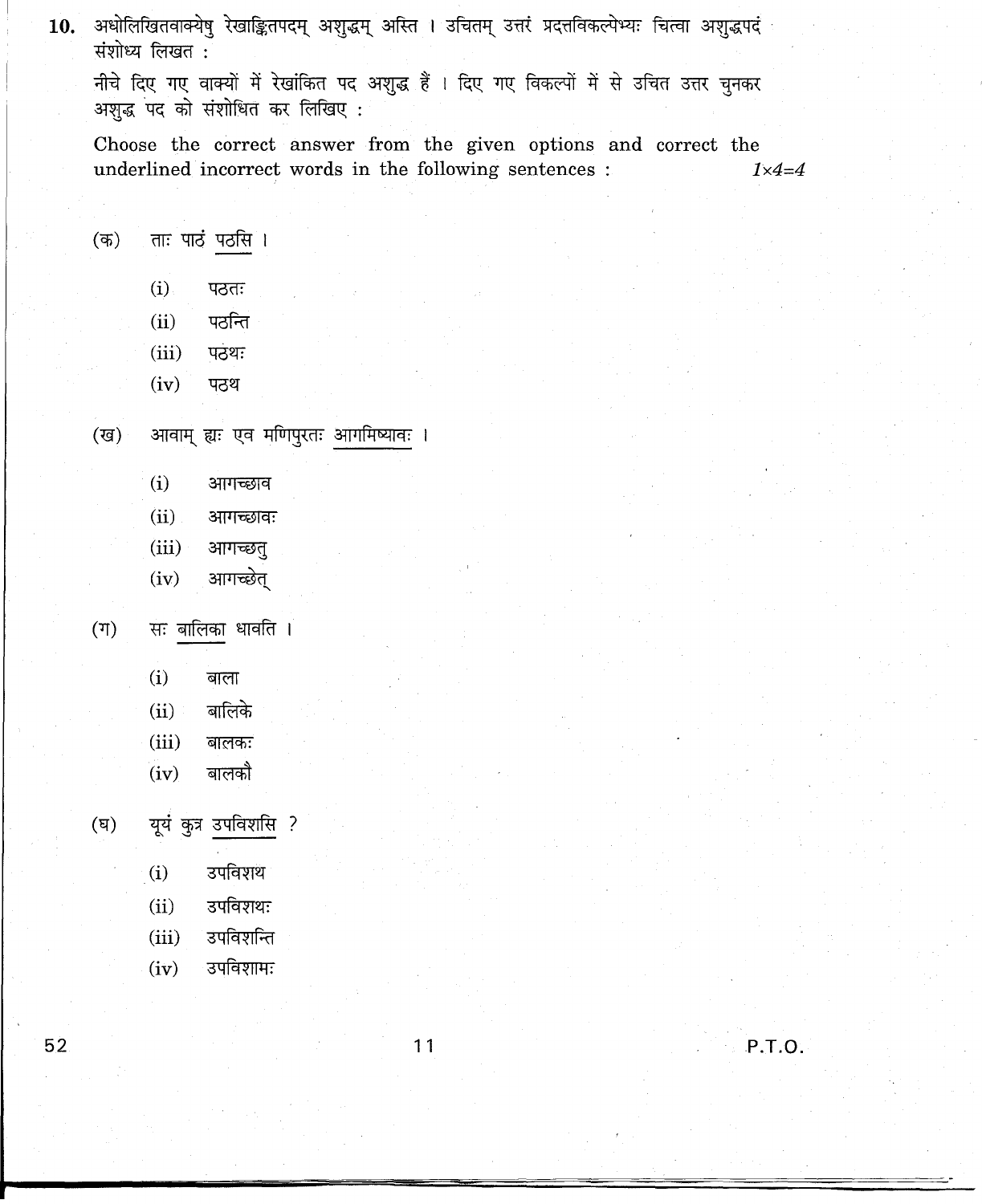**10.** अधोलिखितवाक्येषु रेखाङ्कितपदम् अशुद्धम् अस्ति । उचितम् उत्तरं प्रदत्तविकल्पेभ्यः चित्वा अशुद्धपदं संशोध्य लिखत :

नीचे दिए गए वाक्यों में रेखांकित पद अशुद्ध हैं । दिए गए विकल्पों में से उचित उत्तर चुनकर अशुद्ध पद को संशोधित कर लिखिए :

Choose the correct answer from the given options and correct the underlined incorrect words in the following sentences : *1×4=4*

(क) ताः पाठं <u>पठसि</u> ।

- (i) पठतः
- (ii) पठन्ति
- (iii) पठथः
- (iv) पठथ

(ख) आवाम् ह्यः एव मणिपुरतः <u>आगमिष्यावः</u> ।

- (i) आगच्छाव
- (ii) आगच्छावः
- (iii) आगच्छतु
- (iv) आगच्छेत्

(ग) सः <u>बालिका</u> धावति ।

- (i) बाला
- (ii) बालिके
- (iii) बालकः
- (iv) बालकौ

(घ) यूयं कुत्र <u>उपविशसि</u> ?

- (i) उपविशथ
- (ii) उपविशथः
- (iii) उपविशन्ति
- (iv) उपविशामः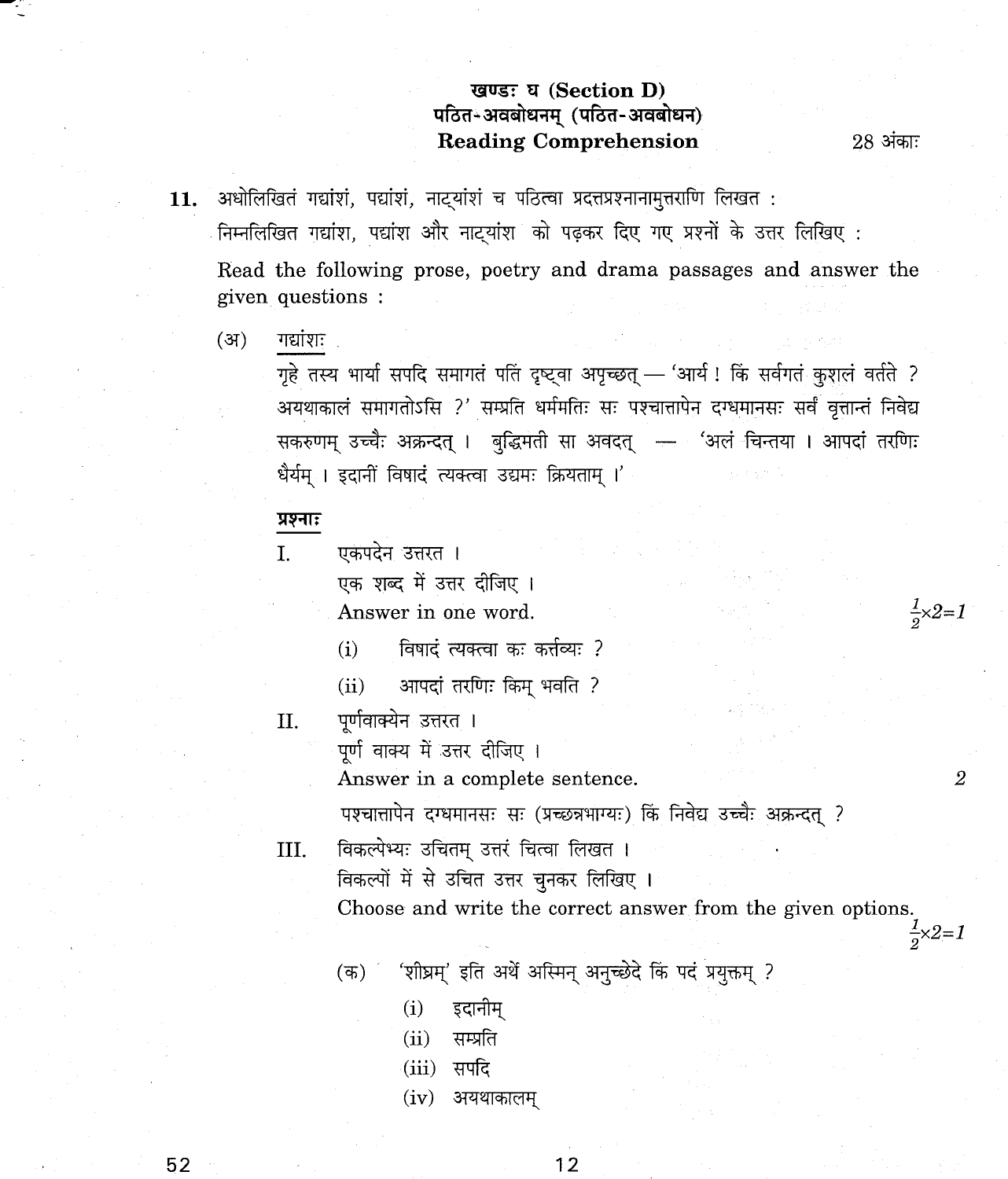## खण्डः घ (Section D)
## पठित-अवबोधनम् (पठित-अवबोधन)
## Reading Comprehension

28 अंकाः

**11.** अधोलिखितं गद्यांशं, पद्यांशं, नाट्यांशं च पठित्वा प्रदत्तप्रश्नानामुत्तराणि लिखत :

निम्नलिखित गद्यांश, पद्यांश और नाट्यांश को पढ़कर दिए गए प्रश्नों के उत्तर लिखिए :

Read the following prose, poetry and drama passages and answer the given questions :

(अ) <u>गद्यांशः</u>

गृहे तस्य भार्या सपदि समागतं पतिं दृष्ट्वा अपृच्छत् — 'आर्य ! किं सर्वगतं कुशलं वर्तते ? अयथाकालं समागतोऽसि ?' सम्प्रति धर्ममतिः सः पश्चात्तापेन दग्धमानसः सर्वं वृत्तान्तं निवेद्य सकरुणम् उच्चैः अक्रन्दत् । बुद्धिमती सा अवदत् — 'अलं चिन्तया । आपदां तरणिः धैर्यम् । इदानीं विषादं त्यक्त्वा उद्यमः क्रियताम् ।'

**<u>प्रश्नाः</u>**

I. एकपदेन उत्तरत ।
एक शब्द में उत्तर दीजिए ।
Answer in one word. $\frac{1}{2}\times2=1$

(i) विषादं त्यक्त्वा कः कर्त्तव्यः ?

(ii) आपदां तरणिः किम् भवति ?

II. पूर्णवाक्येन उत्तरत ।
पूर्ण वाक्य में उत्तर दीजिए ।
Answer in a complete sentence. 2

पश्चात्तापेन दग्धमानसः सः (प्रच्छन्नभाग्यः) किं निवेद्य उच्चैः अक्रन्दत् ?

III. विकल्पेभ्यः उचितम् उत्तरं चित्वा लिखत ।
विकल्पों में से उचित उत्तर चुनकर लिखिए ।
Choose and write the correct answer from the given options. $\frac{1}{2}\times2=1$

(क) 'शीघ्रम्' इति अर्थे अस्मिन् अनुच्छेदे किं पदं प्रयुक्तम् ?

(i) इदानीम्
(ii) सम्प्रति
(iii) सपदि
(iv) अयथाकालम्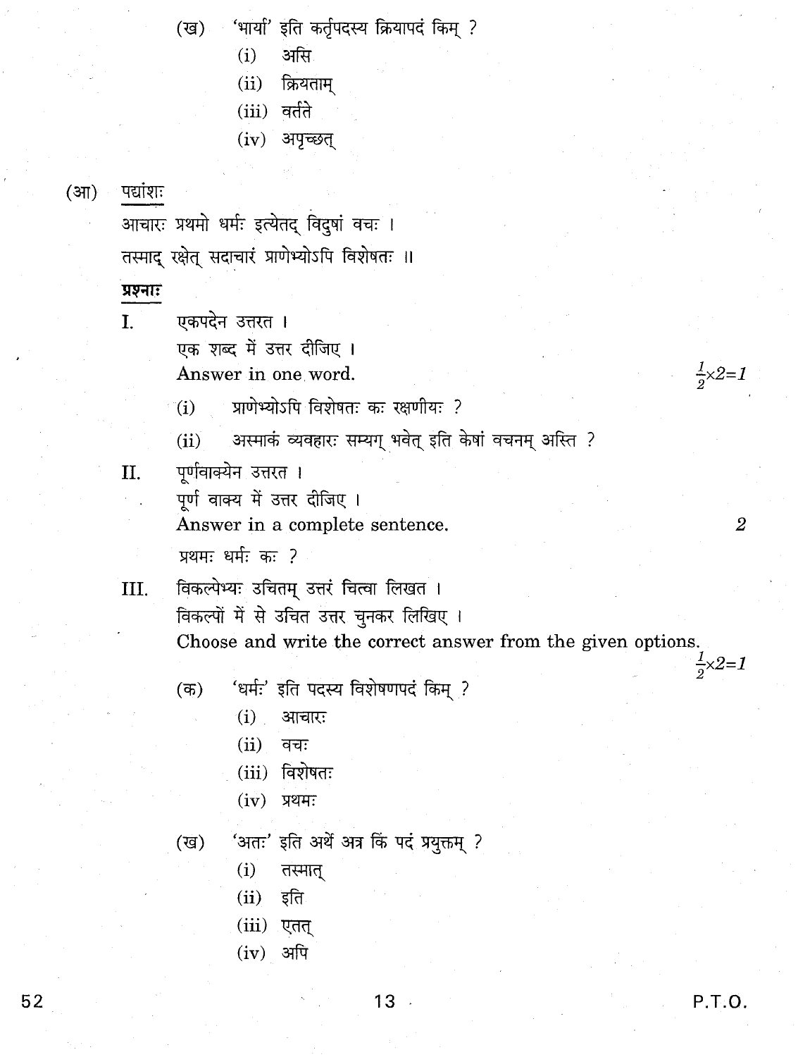(ख) 'भार्या' इति कर्तृपदस्य क्रियापदं किम् ?

(i) असि

(ii) क्रियताम्

(iii) वर्तते

(iv) अपृच्छत्

(आ) पद्यांशः

आचारः प्रथमो धर्मः इत्येतद् विदुषां वचः ।
तस्माद् रक्षेत् सदाचारं प्राणेभ्योऽपि विशेषतः ॥

**प्रश्नाः**

I. एकपदेन उत्तरत ।
एक शब्द में उत्तर दीजिए ।
Answer in one word. $\frac{1}{2}\times 2=1$

(i) प्राणेभ्योऽपि विशेषतः कः रक्षणीयः ?

(ii) अस्माकं व्यवहारः सम्यग् भवेत् इति केषां वचनम् अस्ति ?

II. पूर्णवाक्येन उत्तरत ।
पूर्ण वाक्य में उत्तर दीजिए ।
Answer in a complete sentence. 2

प्रथमः धर्मः कः ?

III. विकल्पेभ्यः उचितम् उत्तरं चित्वा लिखत ।
विकल्पों में से उचित उत्तर चुनकर लिखिए ।
Choose and write the correct answer from the given options. $\frac{1}{2}\times 2=1$

(क) 'धर्मः' इति पदस्य विशेषणपदं किम् ?

(i) आचारः

(ii) वचः

(iii) विशेषतः

(iv) प्रथमः

(ख) 'अतः' इति अर्थे अत्र किं पदं प्रयुक्तम् ?

(i) तस्मात्

(ii) इति

(iii) एतत्

(iv) अपि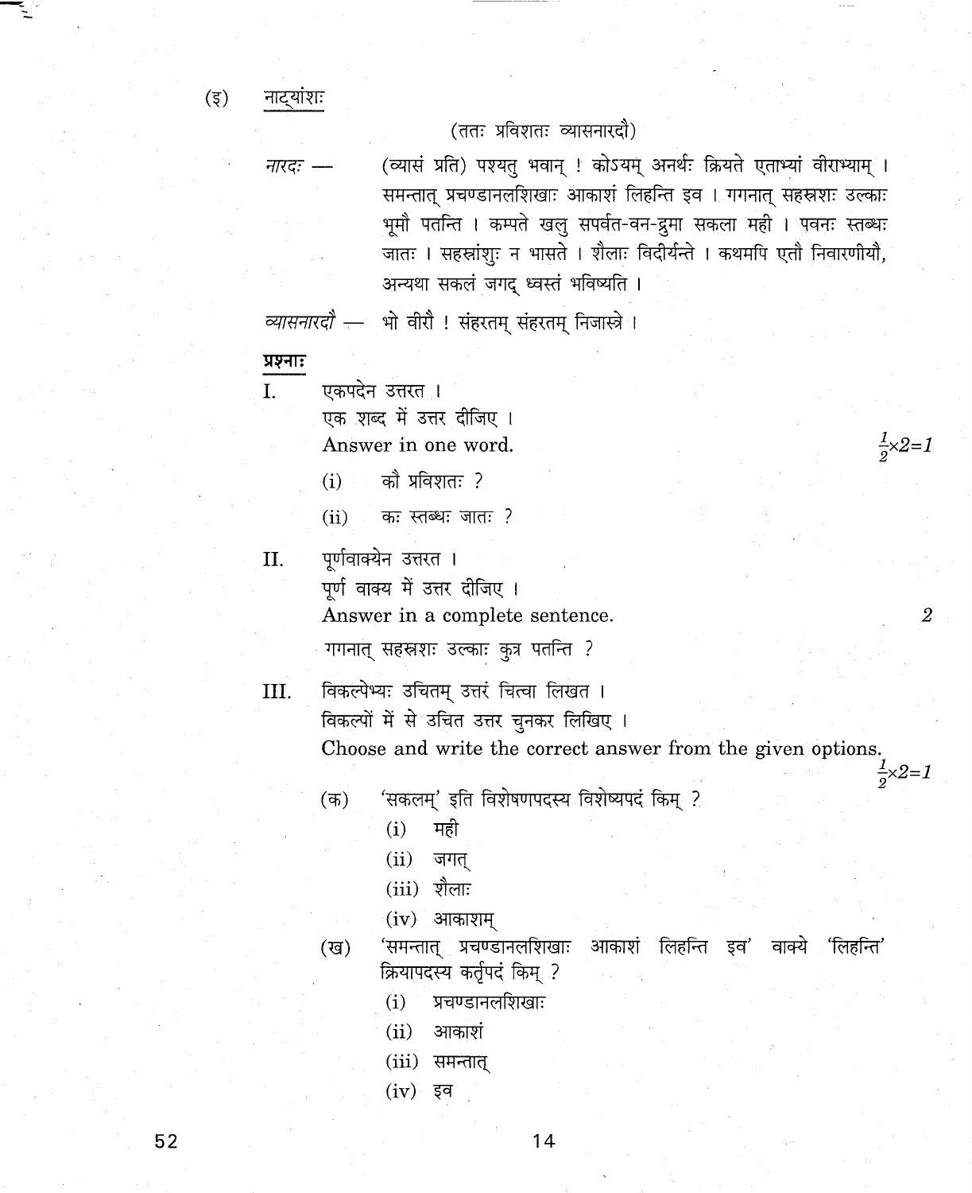(इ) <u>नाट्यांशः</u>

(ततः प्रविशतः व्यासनारदौ)

*नारदः* — (व्यासं प्रति) पश्यतु भवान् ! कोऽयम् अनर्थः क्रियते एताभ्यां वीराभ्याम् । समन्तात् प्रचण्डानलशिखाः आकाशं लिहन्ति इव । गगनात् सहस्रशः उल्काः भूमौ पतन्ति । कम्पते खलु सपर्वत-वन-द्रुमा सकला मही । पवनः स्तब्धः जातः । सहस्रांशुः न भासते । शैलाः विदीर्यन्ते । कथमपि एतौ निवारणीयौ, अन्यथा सकलं जगद् ध्वस्तं भविष्यति ।

*व्यासनारदौ* — भो वीरौ ! संहरतम् संहरतम् निजास्त्रे ।

**प्रश्नाः**

I. एकपदेन उत्तरत ।
एक शब्द में उत्तर दीजिए ।
Answer in one word. $\frac{1}{2}\times 2=1$

(i) कौ प्रविशतः ?

(ii) कः स्तब्धः जातः ?

II. पूर्णवाक्येन उत्तरत ।
पूर्ण वाक्य में उत्तर दीजिए ।
Answer in a complete sentence. 2

गगनात् सहस्रशः उल्काः कुत्र पतन्ति ?

III. विकल्पेभ्यः उचितम् उत्तरं चित्वा लिखत ।
विकल्पों में से उचित उत्तर चुनकर लिखिए ।
Choose and write the correct answer from the given options. $\frac{1}{2}\times 2=1$

(क) 'सकलम्' इति विशेषणपदस्य विशेष्यपदं किम् ?

(i) मही

(ii) जगत्

(iii) शैलाः

(iv) आकाशम्

(ख) 'समन्तात् प्रचण्डानलशिखाः आकाशं लिहन्ति इव' वाक्ये 'लिहन्ति' क्रियापदस्य कर्तृपदं किम् ?

(i) प्रचण्डानलशिखाः

(ii) आकाशं

(iii) समन्तात्

(iv) इव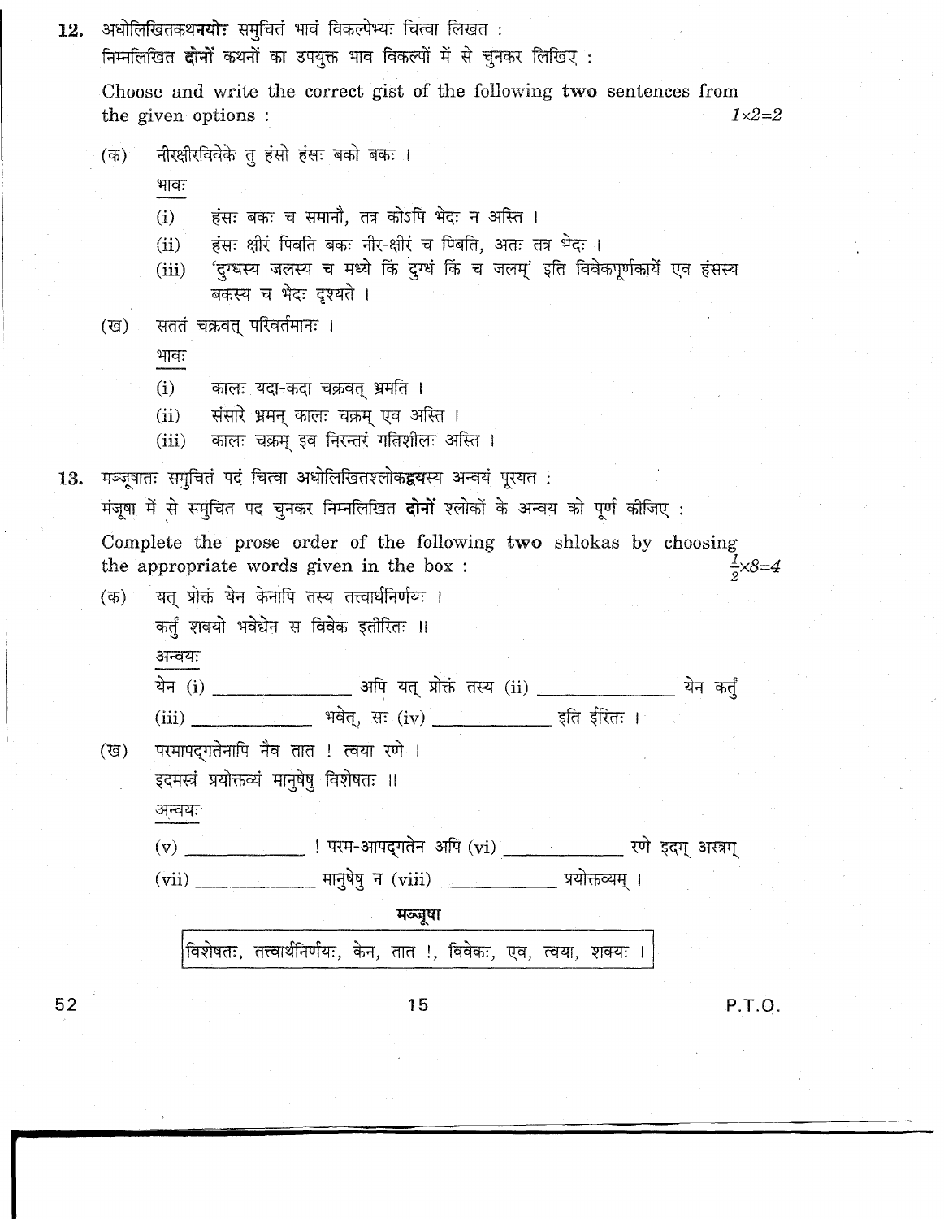**12.** अधोलिखितकथनयोः समुचितं भावं विकल्पेभ्यः चित्वा लिखत :

निम्नलिखित **दोनों** कथनों का उपयुक्त भाव विकल्पों में से चुनकर लिखिए :

Choose and write the correct gist of the following **two** sentences from the given options : $1 \times 2 = 2$

(क) नीरक्षीरविवेके तु हंसो हंसः बको बकः ।

भावः

(i) हंसः बकः च समानौ, तत्र कोऽपि भेदः न अस्ति ।

(ii) हंसः क्षीरं पिबति बकः नीर-क्षीरं च पिबति, अतः तत्र भेदः ।

(iii) 'दुग्धस्य जलस्य च मध्ये किं दुग्धं किं च जलम्' इति विवेकपूर्णकार्ये एव हंसस्य बकस्य च भेदः दृश्यते ।

(ख) सततं चक्रवत् परिवर्तमानः ।

भावः

(i) कालः यदा-कदा चक्रवत् भ्रमति ।

(ii) संसारे भ्रमन् कालः चक्रम् एव अस्ति ।

(iii) कालः चक्रम् इव निरन्तरं गतिशीलः अस्ति ।

**13.** मञ्जूषातः समुचितं पदं चित्वा अधोलिखितश्लोकद्वयस्य अन्वयं पूरयत :

मंजूषा में से समुचित पद चुनकर निम्नलिखित **दोनों** श्लोकों के अन्वय को पूर्ण कीजिए :

Complete the prose order of the following **two** shlokas by choosing the appropriate words given in the box : $\frac{1}{2} \times 8 = 4$

(क) यत् प्रोक्तं येन केनापि तस्य तत्त्वार्थनिर्णयः ।
कर्तुं शक्यो भवेद्येन स विवेक इतीरितः ॥

अन्वयः

येन (i) _____________ अपि यत् प्रोक्तं तस्य (ii) _____________ येन कर्तुं (iii) _____________ भवेत्, सः (iv) _____________ इति ईरितः ।

(ख) परमापद्गतेनापि नैव तात ! त्वया रणे ।
इदमस्त्रं प्रयोक्तव्यं मानुषेषु विशेषतः ॥

अन्वयः

(v) _____________ ! परम-आपद्गतेन अपि (vi) _____________ रणे इदम् अस्त्रम् (vii) _____________ मानुषेषु न (viii) _____________ प्रयोक्तव्यम् ।

**मञ्जूषा**

| विशेषतः, तत्त्वार्थनिर्णयः, केन, तात !, विवेकः, एव, त्वया, शक्यः । |
|---|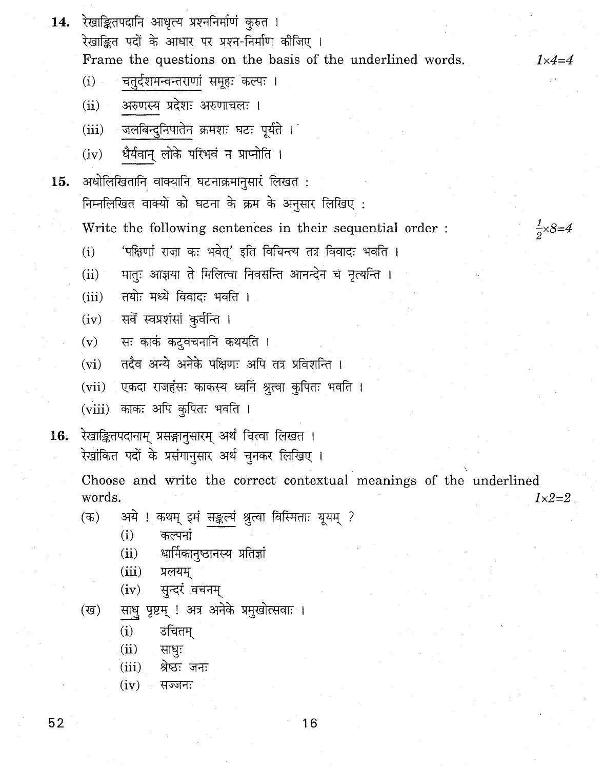**14.** रेखाङ्कितपदानि आधृत्य प्रश्ननिर्माणं कुरुत ।
रेखाङ्कित पदों के आधार पर प्रश्न-निर्माण कीजिए ।
Frame the questions on the basis of the underlined words. *1×4=4*

(i) <u>चतुर्दशमन्वन्तराणां</u> समूहः कल्पः ।

(ii) <u>अरुणस्य</u> प्रदेशः अरुणाचलः ।

(iii) <u>जलबिन्दुनिपातेन</u> क्रमशः घटः पूर्यते ।

(iv) <u>धैर्यवान्</u> लोके परिभवं न प्राप्नोति ।

**15.** अधोलिखितानि वाक्यानि घटनाक्रमानुसारं लिखत :
निम्नलिखित वाक्यों को घटना के क्रम के अनुसार लिखिए :
Write the following sentences in their sequential order : *½×8=4*

(i) 'पक्षिणां राजा कः भवेत्' इति विचिन्त्य तत्र विवादः भवति ।

(ii) मातुः आज्ञया ते मिलित्वा निवसन्ति आनन्देन च नृत्यन्ति ।

(iii) तयोः मध्ये विवादः भवति ।

(iv) सर्वे स्वप्रशंसां कुर्वन्ति ।

(v) सः काकं कटुवचनानि कथयति ।

(vi) तदैव अन्ये अनेके पक्षिणः अपि तत्र प्रविशन्ति ।

(vii) एकदा राजहंसः काकस्य ध्वनिं श्रुत्वा कुपितः भवति ।

(viii) काकः अपि कुपितः भवति ।

**16.** रेखाङ्कितपदानाम् प्रसङ्गानुसारम् अर्थं चित्वा लिखत ।
रेखांकित पदों के प्रसंगानुसार अर्थ चुनकर लिखिए ।
Choose and write the correct contextual meanings of the underlined words. *1×2=2*

(क) अये ! कथम् इमं <u>सङ्कल्पं</u> श्रुत्वा विस्मिताः यूयम् ?

- (i) कल्पनां
- (ii) धार्मिकानुष्ठानस्य प्रतिज्ञां
- (iii) प्रलयम्
- (iv) सुन्दरं वचनम्

(ख) <u>साधु</u> पृष्टम् ! अत्र अनेके प्रमुखोत्सवाः ।

- (i) उचितम्
- (ii) साधुः
- (iii) श्रेष्ठः जनः
- (iv) सज्जनः